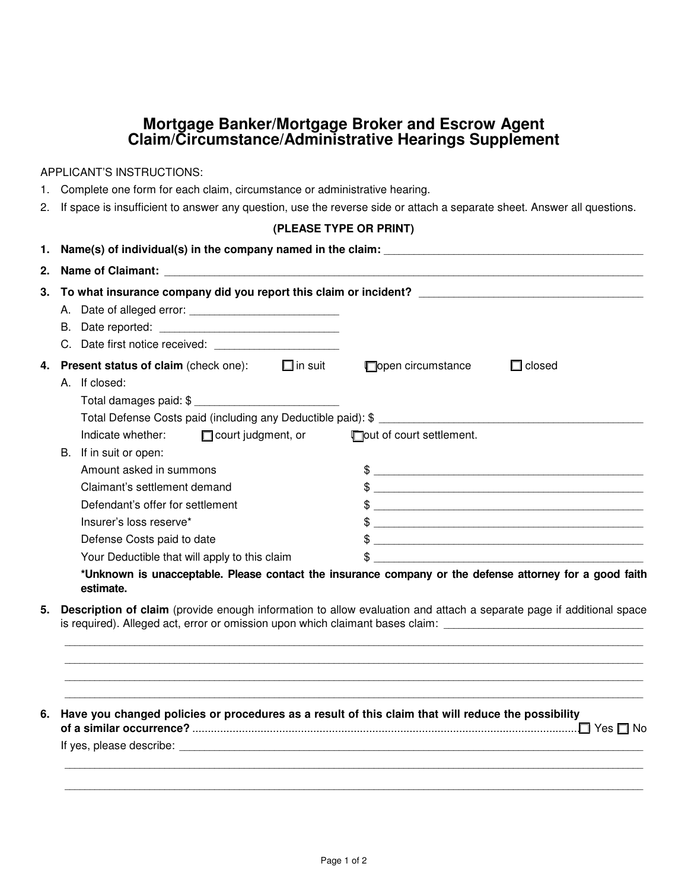# Mortgage Banker/Mortgage Broker and Escrow Agent Claim/Circumstance/Administrative Hearings Supplement

APPLICANT'S INSTRUCTIONS:

1. Complete one form for each claim, circumstance or administrative hearing.
2. If space is insufficient to answer any question, use the reverse side or attach a separate sheet. Answer all questions.

**(PLEASE TYPE OR PRINT)**

1. **Name(s) of individual(s) in the company named in the claim:** ___________________________________________
2. **Name of Claimant:** ___________________________________________
3. **To what insurance company did you report this claim or incident?** ___________________________________________
   - A. Date of alleged error: ________________________
   - B. Date reported: ________________________
   - C. Date first notice received: ________________________
4. **Present status of claim** (check one): ☐ in suit ☐ open circumstance ☐ closed
   - A. If closed:
     - Total damages paid: $ ________________________
     - Total Defense Costs paid (including any Deductible paid): $ ________________________
     - Indicate whether: ☐ court judgment, or ☐ out of court settlement.
   - B. If in suit or open:

     | | |
     |---|---|
     | Amount asked in summons | $ ________________________ |
     | Claimant's settlement demand | $ ________________________ |
     | Defendant's offer for settlement | $ ________________________ |
     | Insurer's loss reserve* | $ ________________________ |
     | Defense Costs paid to date | $ ________________________ |
     | Your Deductible that will apply to this claim | $ ________________________ |

     ***Unknown is unacceptable. Please contact the insurance company or the defense attorney for a good faith estimate.**
5. **Description of claim** (provide enough information to allow evaluation and attach a separate page if additional space is required). Alleged act, error or omission upon which claimant bases claim: ________________________
   ___________________________________________
   ___________________________________________
   ___________________________________________
   ___________________________________________
6. **Have you changed policies or procedures as a result of this claim that will reduce the possibility of a similar occurrence?** ........................................ ☐ Yes ☐ No

   If yes, please describe: ___________________________________________
   ___________________________________________
   ___________________________________________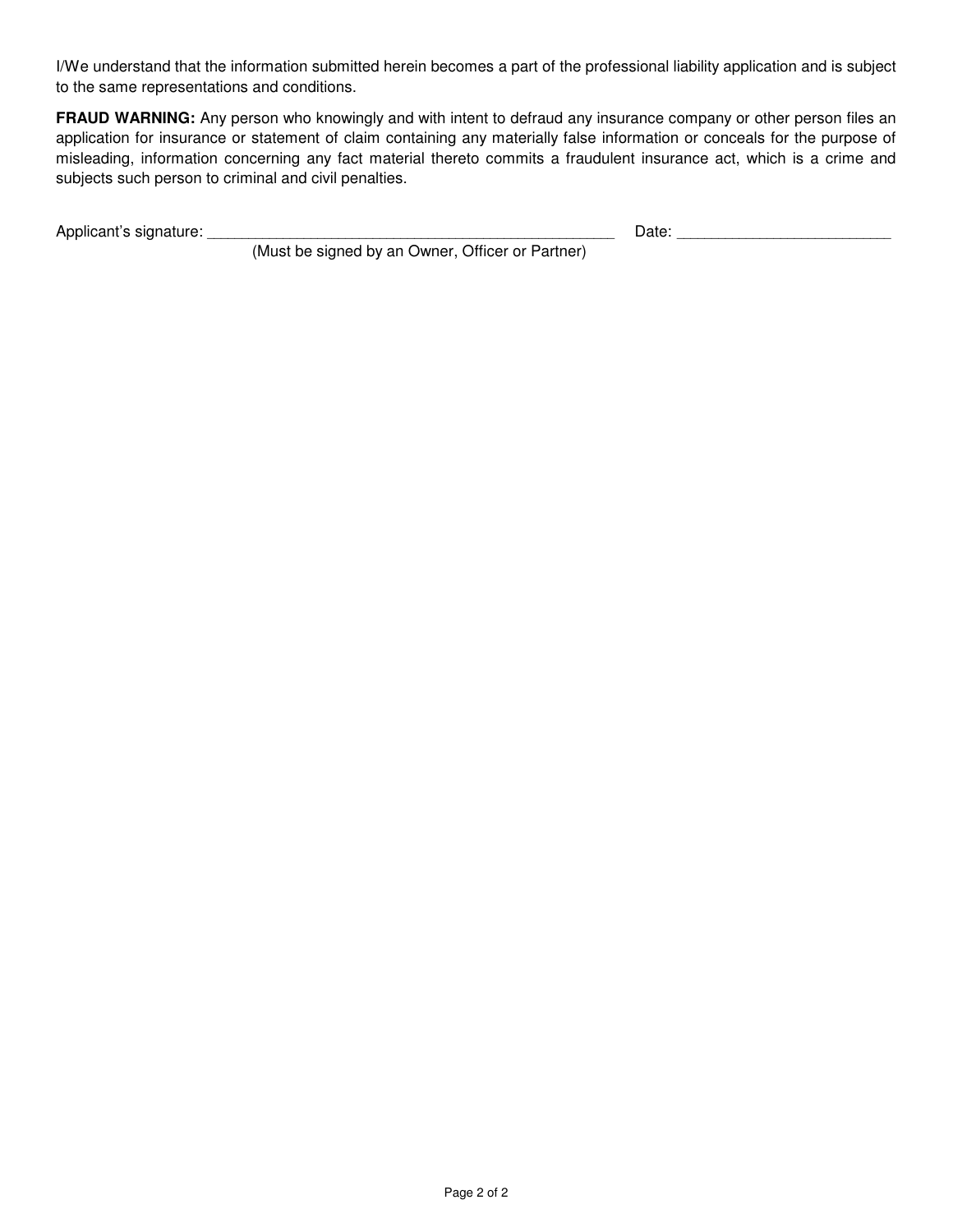I/We understand that the information submitted herein becomes a part of the professional liability application and is subject to the same representations and conditions.

**FRAUD WARNING:** Any person who knowingly and with intent to defraud any insurance company or other person files an application for insurance or statement of claim containing any materially false information or conceals for the purpose of misleading, information concerning any fact material thereto commits a fraudulent insurance act, which is a crime and subjects such person to criminal and civil penalties.

Applicant's signature: _________________________________________________ Date: _________________________

(Must be signed by an Owner, Officer or Partner)